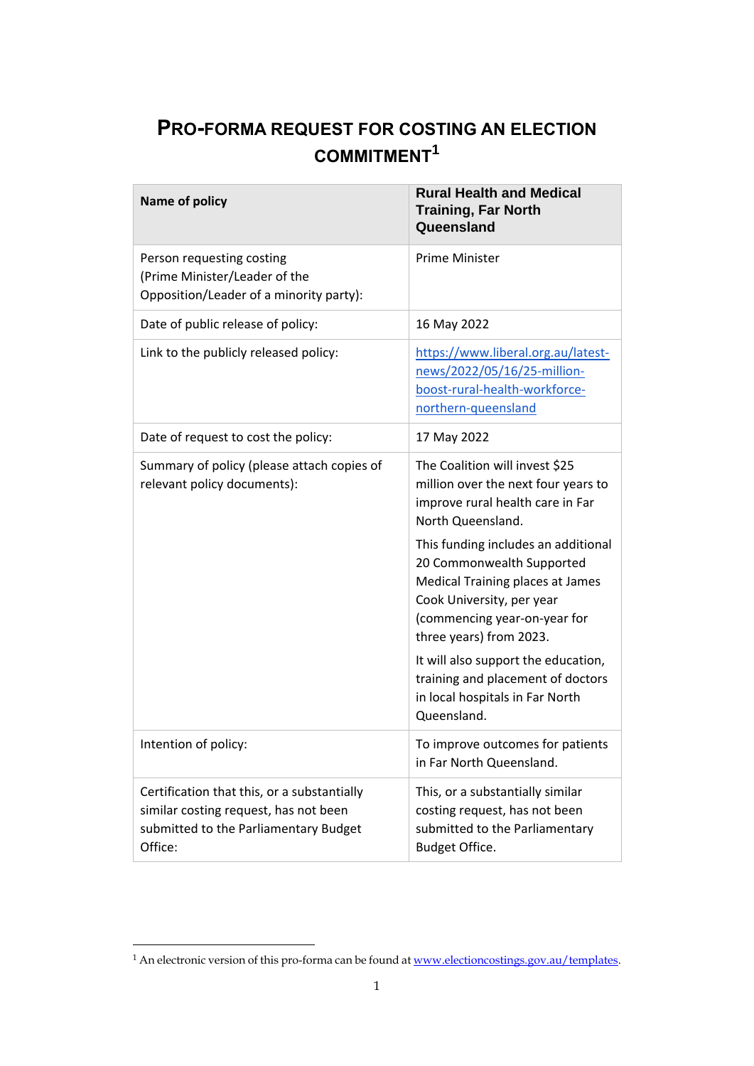# PRO-FORMA REQUEST FOR COSTING AN ELECTION COMMITMENT[1]

| Name of policy | Rural Health and Medical Training, Far North Queensland |
|---|---|
| Person requesting costing (Prime Minister/Leader of the Opposition/Leader of a minority party): | Prime Minister |
| Date of public release of policy: | 16 May 2022 |
| Link to the publicly released policy: | https://www.liberal.org.au/latest-news/2022/05/16/25-million-boost-rural-health-workforce-northern-queensland |
| Date of request to cost the policy: | 17 May 2022 |
| Summary of policy (please attach copies of relevant policy documents): | The Coalition will invest $25 million over the next four years to improve rural health care in Far North Queensland. <br><br> This funding includes an additional 20 Commonwealth Supported Medical Training places at James Cook University, per year (commencing year-on-year for three years) from 2023. <br><br> It will also support the education, training and placement of doctors in local hospitals in Far North Queensland. |
| Intention of policy: | To improve outcomes for patients in Far North Queensland. |
| Certification that this, or a substantially similar costing request, has not been submitted to the Parliamentary Budget Office: | This, or a substantially similar costing request, has not been submitted to the Parliamentary Budget Office. |

[1] An electronic version of this pro-forma can be found at www.electioncostings.gov.au/templates.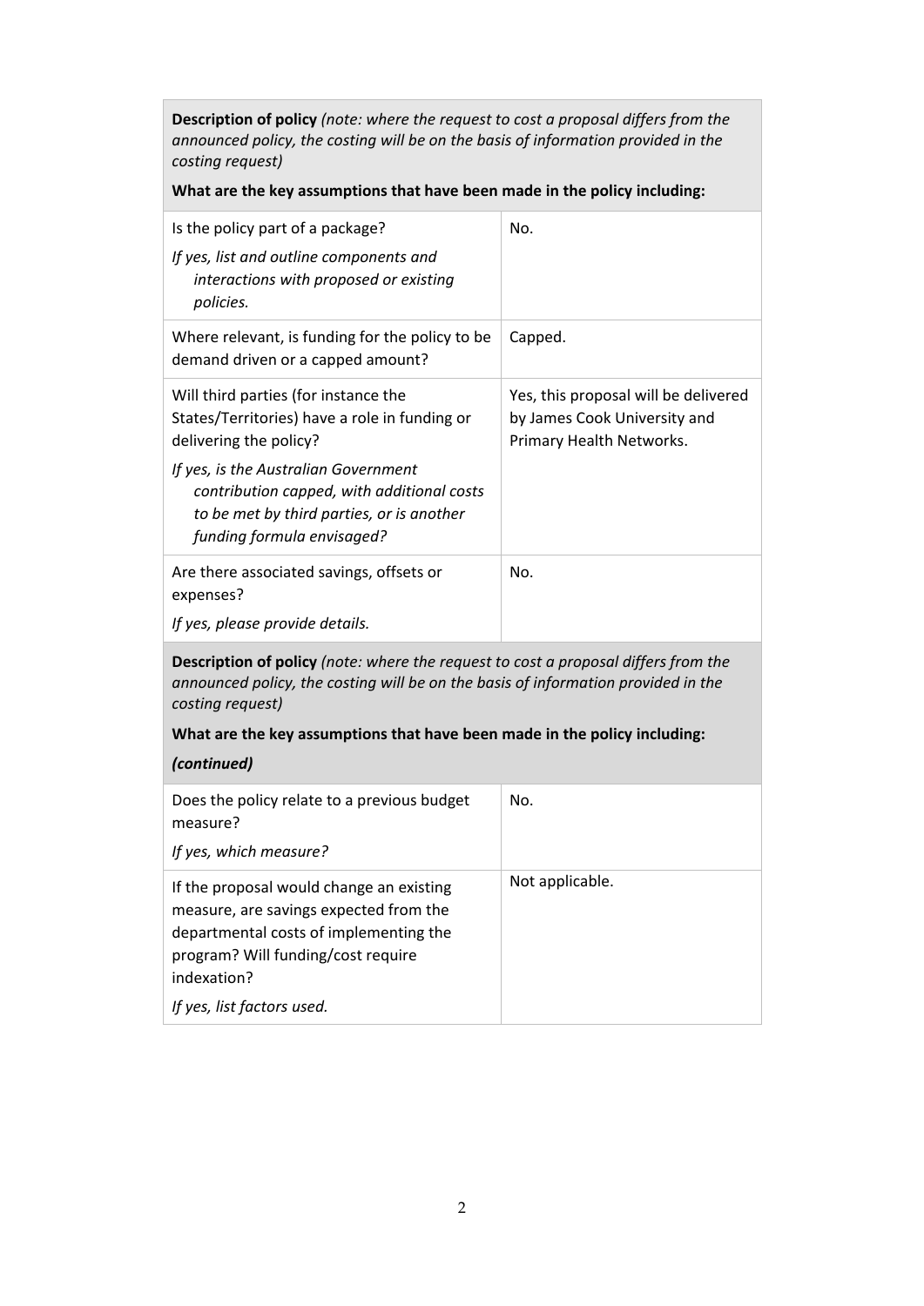| **Description of policy** *(note: where the request to cost a proposal differs from the announced policy, the costing will be on the basis of information provided in the costing request)*<br><br>**What are the key assumptions that have been made in the policy including:** | |
|---|---|
| Is the policy part of a package?<br><br>*If yes, list and outline components and interactions with proposed or existing policies.* | No. |
| Where relevant, is funding for the policy to be demand driven or a capped amount? | Capped. |
| Will third parties (for instance the States/Territories) have a role in funding or delivering the policy?<br><br>*If yes, is the Australian Government contribution capped, with additional costs to be met by third parties, or is another funding formula envisaged?* | Yes, this proposal will be delivered by James Cook University and Primary Health Networks. |
| Are there associated savings, offsets or expenses?<br><br>*If yes, please provide details.* | No. |

| **Description of policy** *(note: where the request to cost a proposal differs from the announced policy, the costing will be on the basis of information provided in the costing request)*<br><br>**What are the key assumptions that have been made in the policy including:**<br><br>***(continued)*** | |
|---|---|
| Does the policy relate to a previous budget measure?<br><br>*If yes, which measure?* | No. |
| If the proposal would change an existing measure, are savings expected from the departmental costs of implementing the program? Will funding/cost require indexation?<br><br>*If yes, list factors used.* | Not applicable. |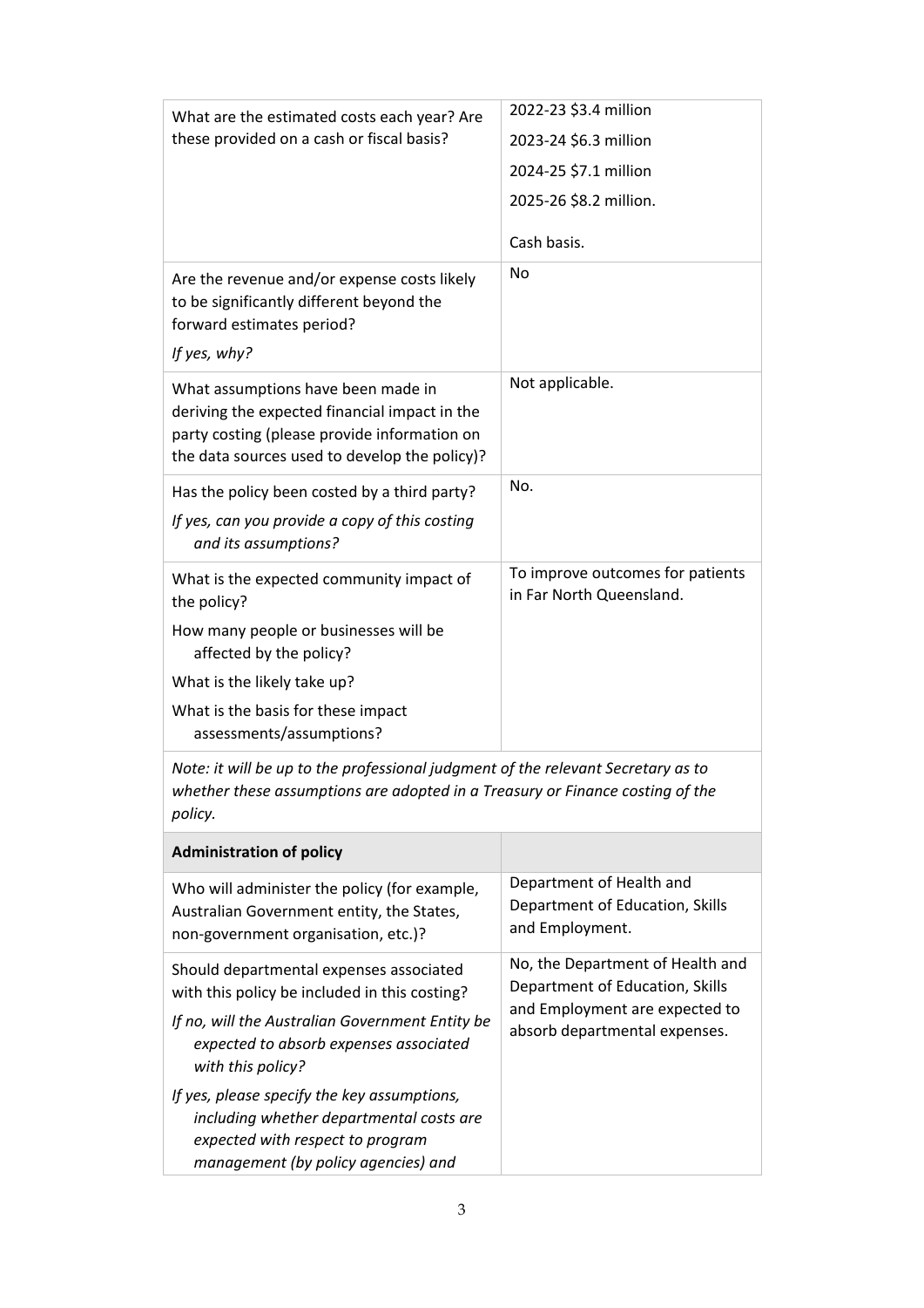| | |
|---|---|
| What are the estimated costs each year? Are these provided on a cash or fiscal basis? | 2022-23 $3.4 million<br>2023-24 $6.3 million<br>2024-25 $7.1 million<br>2025-26 $8.2 million.<br><br>Cash basis. |
| Are the revenue and/or expense costs likely to be significantly different beyond the forward estimates period?<br>*If yes, why?* | No |
| What assumptions have been made in deriving the expected financial impact in the party costing (please provide information on the data sources used to develop the policy)? | Not applicable. |
| Has the policy been costed by a third party?<br>*If yes, can you provide a copy of this costing and its assumptions?* | No. |
| What is the expected community impact of the policy?<br>How many people or businesses will be affected by the policy?<br>What is the likely take up?<br>What is the basis for these impact assessments/assumptions? | To improve outcomes for patients in Far North Queensland. |
| *Note: it will be up to the professional judgment of the relevant Secretary as to whether these assumptions are adopted in a Treasury or Finance costing of the policy.* | |
| **Administration of policy** | |
| Who will administer the policy (for example, Australian Government entity, the States, non-government organisation, etc.)? | Department of Health and Department of Education, Skills and Employment. |
| Should departmental expenses associated with this policy be included in this costing?<br>*If no, will the Australian Government Entity be expected to absorb expenses associated with this policy?*<br>*If yes, please specify the key assumptions, including whether departmental costs are expected with respect to program management (by policy agencies) and* | No, the Department of Health and Department of Education, Skills and Employment are expected to absorb departmental expenses. |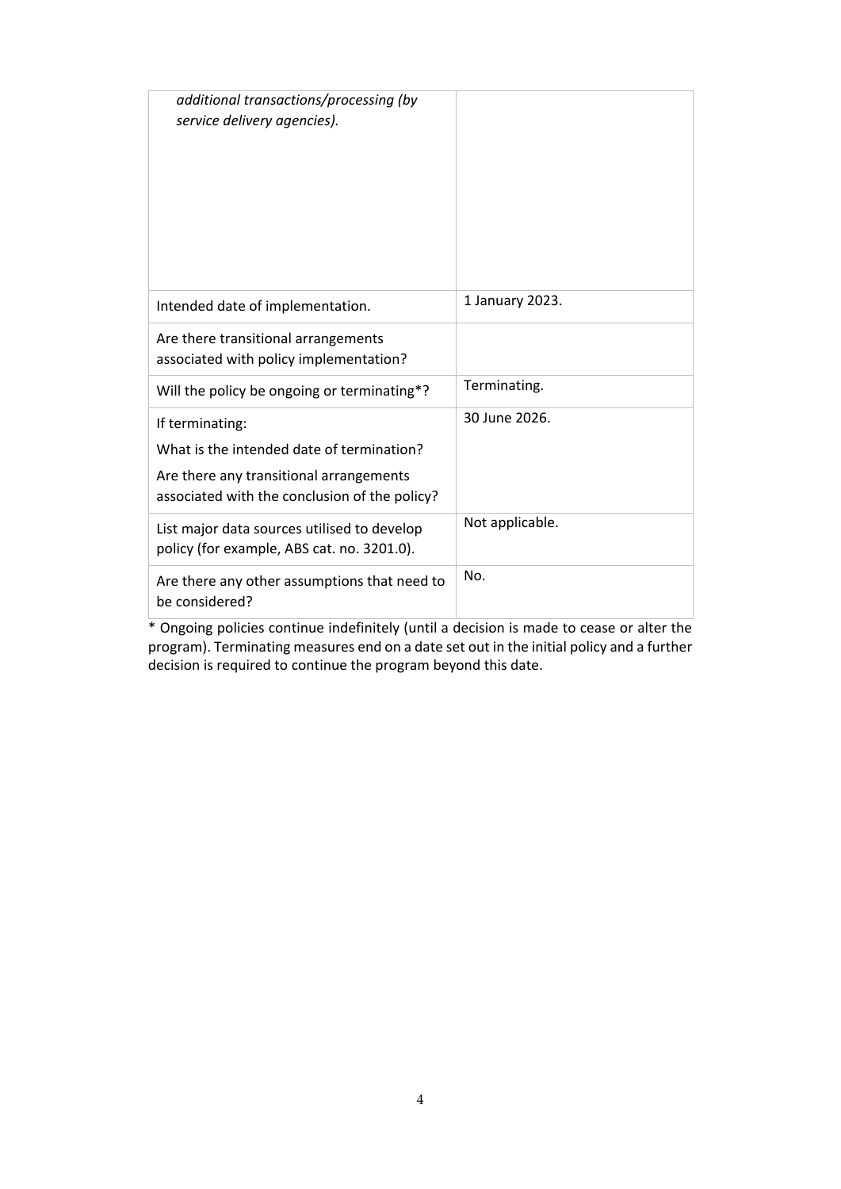| | |
|---|---|
| *additional transactions/processing (by service delivery agencies).* | |
| Intended date of implementation. | 1 January 2023. |
| Are there transitional arrangements associated with policy implementation? | |
| Will the policy be ongoing or terminating*? | Terminating. |
| If terminating:<br>What is the intended date of termination?<br>Are there any transitional arrangements associated with the conclusion of the policy? | 30 June 2026. |
| List major data sources utilised to develop policy (for example, ABS cat. no. 3201.0). | Not applicable. |
| Are there any other assumptions that need to be considered? | No. |

* Ongoing policies continue indefinitely (until a decision is made to cease or alter the program). Terminating measures end on a date set out in the initial policy and a further decision is required to continue the program beyond this date.